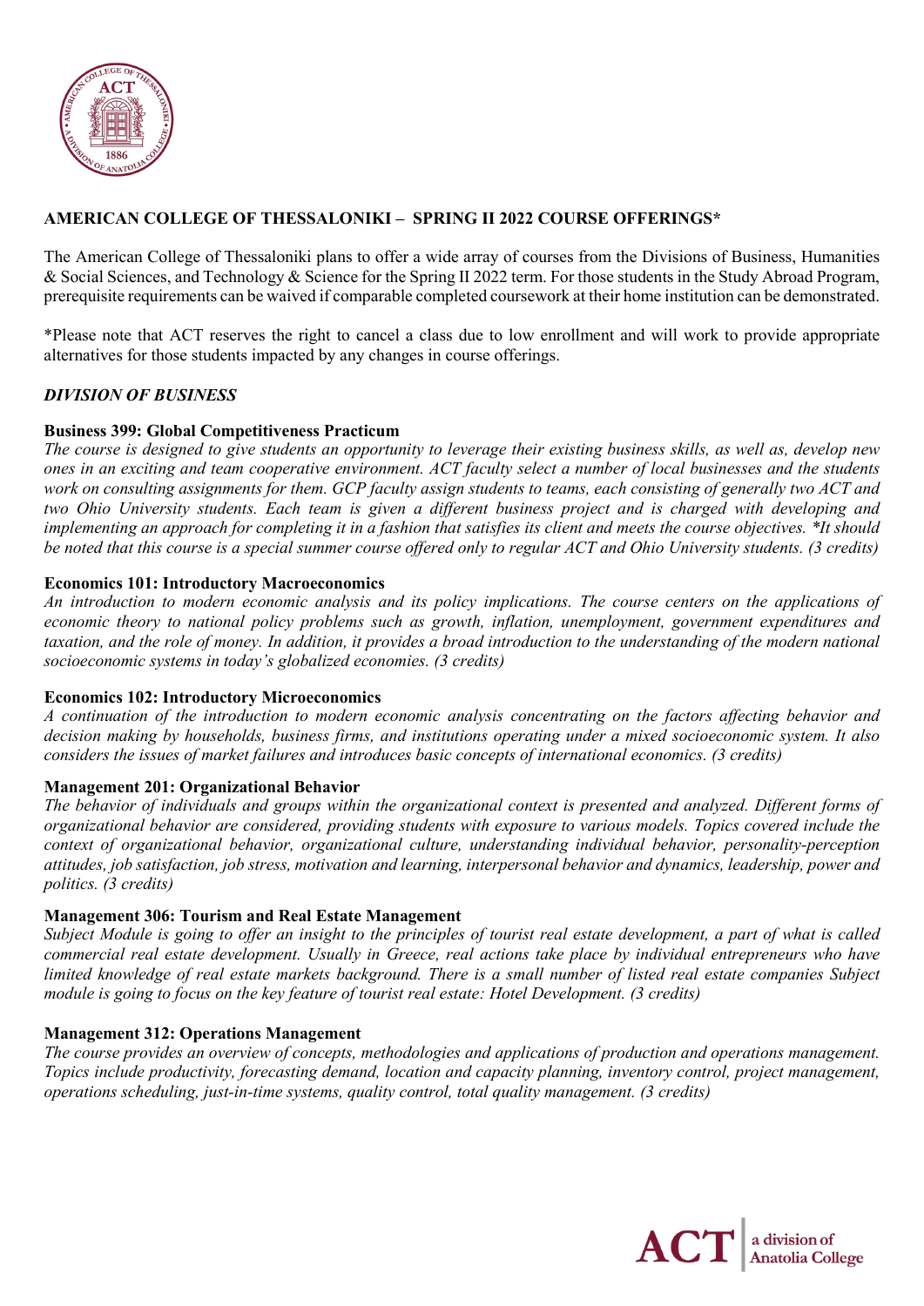## AMERICAN COLLEGE OF THESSALONIKI – SPRING II 2022 COURSE OFFERINGS*

The American College of Thessaloniki plans to offer a wide array of courses from the Divisions of Business, Humanities & Social Sciences, and Technology & Science for the Spring II 2022 term. For those students in the Study Abroad Program, prerequisite requirements can be waived if comparable completed coursework at their home institution can be demonstrated.

*Please note that ACT reserves the right to cancel a class due to low enrollment and will work to provide appropriate alternatives for those students impacted by any changes in course offerings.

### *DIVISION OF BUSINESS*

**Business 399: Global Competitiveness Practicum**
*The course is designed to give students an opportunity to leverage their existing business skills, as well as, develop new ones in an exciting and team cooperative environment. ACT faculty select a number of local businesses and the students work on consulting assignments for them. GCP faculty assign students to teams, each consisting of generally two ACT and two Ohio University students. Each team is given a different business project and is charged with developing and implementing an approach for completing it in a fashion that satisfies its client and meets the course objectives. *It should be noted that this course is a special summer course offered only to regular ACT and Ohio University students. (3 credits)*

**Economics 101: Introductory Macroeconomics**
*An introduction to modern economic analysis and its policy implications. The course centers on the applications of economic theory to national policy problems such as growth, inflation, unemployment, government expenditures and taxation, and the role of money. In addition, it provides a broad introduction to the understanding of the modern national socioeconomic systems in today's globalized economies. (3 credits)*

**Economics 102: Introductory Microeconomics**
*A continuation of the introduction to modern economic analysis concentrating on the factors affecting behavior and decision making by households, business firms, and institutions operating under a mixed socioeconomic system. It also considers the issues of market failures and introduces basic concepts of international economics. (3 credits)*

**Management 201: Organizational Behavior**
*The behavior of individuals and groups within the organizational context is presented and analyzed. Different forms of organizational behavior are considered, providing students with exposure to various models. Topics covered include the context of organizational behavior, organizational culture, understanding individual behavior, personality-perception attitudes, job satisfaction, job stress, motivation and learning, interpersonal behavior and dynamics, leadership, power and politics. (3 credits)*

**Management 306: Tourism and Real Estate Management**
*Subject Module is going to offer an insight to the principles of tourist real estate development, a part of what is called commercial real estate development. Usually in Greece, real actions take place by individual entrepreneurs who have limited knowledge of real estate markets background. There is a small number of listed real estate companies Subject module is going to focus on the key feature of tourist real estate: Hotel Development. (3 credits)*

**Management 312: Operations Management**
*The course provides an overview of concepts, methodologies and applications of production and operations management. Topics include productivity, forecasting demand, location and capacity planning, inventory control, project management, operations scheduling, just-in-time systems, quality control, total quality management. (3 credits)*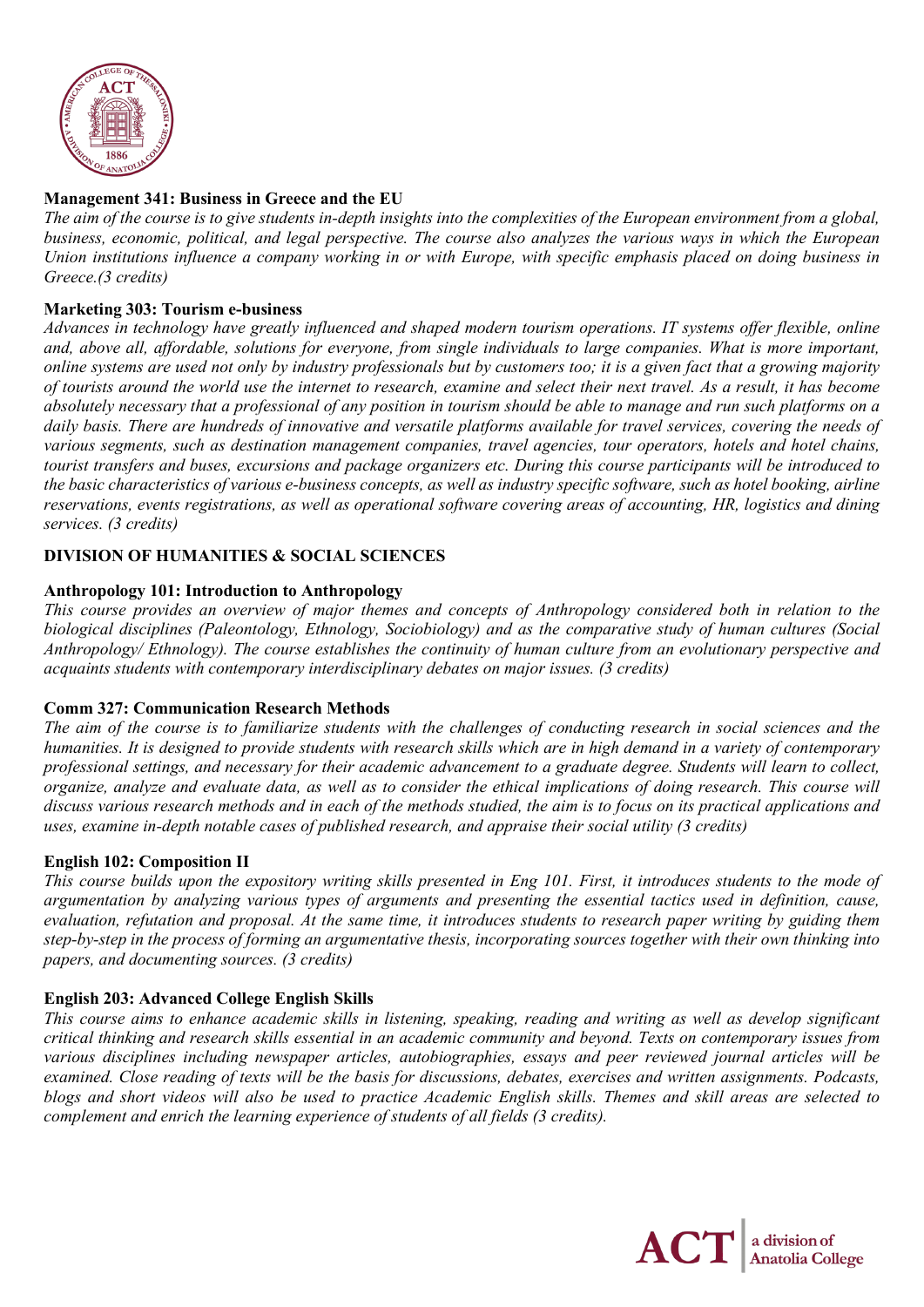**Management 341: Business in Greece and the EU**

*The aim of the course is to give students in-depth insights into the complexities of the European environment from a global, business, economic, political, and legal perspective. The course also analyzes the various ways in which the European Union institutions influence a company working in or with Europe, with specific emphasis placed on doing business in Greece.(3 credits)*

**Marketing 303: Tourism e-business**

*Advances in technology have greatly influenced and shaped modern tourism operations. IT systems offer flexible, online and, above all, affordable, solutions for everyone, from single individuals to large companies. What is more important, online systems are used not only by industry professionals but by customers too; it is a given fact that a growing majority of tourists around the world use the internet to research, examine and select their next travel. As a result, it has become absolutely necessary that a professional of any position in tourism should be able to manage and run such platforms on a daily basis. There are hundreds of innovative and versatile platforms available for travel services, covering the needs of various segments, such as destination management companies, travel agencies, tour operators, hotels and hotel chains, tourist transfers and buses, excursions and package organizers etc. During this course participants will be introduced to the basic characteristics of various e-business concepts, as well as industry specific software, such as hotel booking, airline reservations, events registrations, as well as operational software covering areas of accounting, HR, logistics and dining services. (3 credits)*

## DIVISION OF HUMANITIES & SOCIAL SCIENCES

**Anthropology 101: Introduction to Anthropology**

*This course provides an overview of major themes and concepts of Anthropology considered both in relation to the biological disciplines (Paleontology, Ethnology, Sociobiology) and as the comparative study of human cultures (Social Anthropology/ Ethnology). The course establishes the continuity of human culture from an evolutionary perspective and acquaints students with contemporary interdisciplinary debates on major issues. (3 credits)*

**Comm 327: Communication Research Methods**

*The aim of the course is to familiarize students with the challenges of conducting research in social sciences and the humanities. It is designed to provide students with research skills which are in high demand in a variety of contemporary professional settings, and necessary for their academic advancement to a graduate degree. Students will learn to collect, organize, analyze and evaluate data, as well as to consider the ethical implications of doing research. This course will discuss various research methods and in each of the methods studied, the aim is to focus on its practical applications and uses, examine in-depth notable cases of published research, and appraise their social utility (3 credits)*

**English 102: Composition II**

*This course builds upon the expository writing skills presented in Eng 101. First, it introduces students to the mode of argumentation by analyzing various types of arguments and presenting the essential tactics used in definition, cause, evaluation, refutation and proposal. At the same time, it introduces students to research paper writing by guiding them step-by-step in the process of forming an argumentative thesis, incorporating sources together with their own thinking into papers, and documenting sources. (3 credits)*

**English 203: Advanced College English Skills**

*This course aims to enhance academic skills in listening, speaking, reading and writing as well as develop significant critical thinking and research skills essential in an academic community and beyond. Texts on contemporary issues from various disciplines including newspaper articles, autobiographies, essays and peer reviewed journal articles will be examined. Close reading of texts will be the basis for discussions, debates, exercises and written assignments. Podcasts, blogs and short videos will also be used to practice Academic English skills. Themes and skill areas are selected to complement and enrich the learning experience of students of all fields (3 credits).*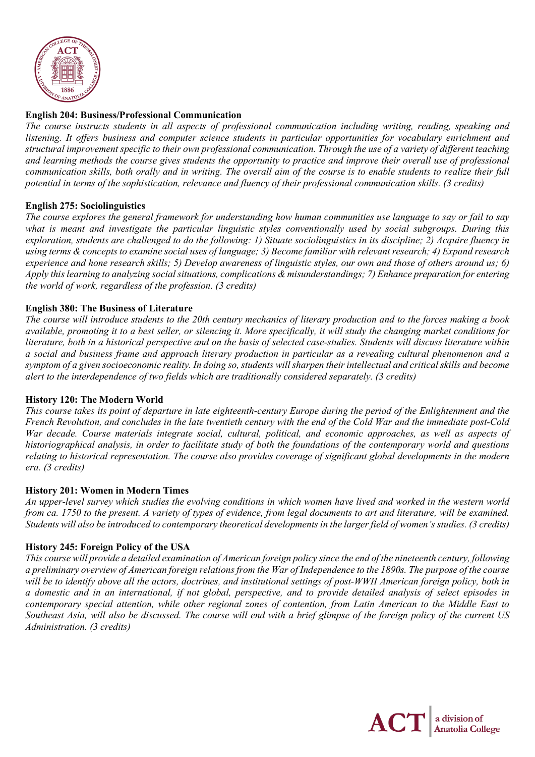**English 204: Business/Professional Communication**

*The course instructs students in all aspects of professional communication including writing, reading, speaking and listening. It offers business and computer science students in particular opportunities for vocabulary enrichment and structural improvement specific to their own professional communication. Through the use of a variety of different teaching and learning methods the course gives students the opportunity to practice and improve their overall use of professional communication skills, both orally and in writing. The overall aim of the course is to enable students to realize their full potential in terms of the sophistication, relevance and fluency of their professional communication skills. (3 credits)*

**English 275: Sociolinguistics**

*The course explores the general framework for understanding how human communities use language to say or fail to say what is meant and investigate the particular linguistic styles conventionally used by social subgroups. During this exploration, students are challenged to do the following: 1) Situate sociolinguistics in its discipline; 2) Acquire fluency in using terms & concepts to examine social uses of language; 3) Become familiar with relevant research; 4) Expand research experience and hone research skills; 5) Develop awareness of linguistic styles, our own and those of others around us; 6) Apply this learning to analyzing social situations, complications & misunderstandings; 7) Enhance preparation for entering the world of work, regardless of the profession. (3 credits)*

**English 380: The Business of Literature**

*The course will introduce students to the 20th century mechanics of literary production and to the forces making a book available, promoting it to a best seller, or silencing it. More specifically, it will study the changing market conditions for literature, both in a historical perspective and on the basis of selected case-studies. Students will discuss literature within a social and business frame and approach literary production in particular as a revealing cultural phenomenon and a symptom of a given socioeconomic reality. In doing so, students will sharpen their intellectual and critical skills and become alert to the interdependence of two fields which are traditionally considered separately. (3 credits)*

**History 120: The Modern World**

*This course takes its point of departure in late eighteenth-century Europe during the period of the Enlightenment and the French Revolution, and concludes in the late twentieth century with the end of the Cold War and the immediate post-Cold War decade. Course materials integrate social, cultural, political, and economic approaches, as well as aspects of historiographical analysis, in order to facilitate study of both the foundations of the contemporary world and questions relating to historical representation. The course also provides coverage of significant global developments in the modern era. (3 credits)*

**History 201: Women in Modern Times**

*An upper-level survey which studies the evolving conditions in which women have lived and worked in the western world from ca. 1750 to the present. A variety of types of evidence, from legal documents to art and literature, will be examined. Students will also be introduced to contemporary theoretical developments in the larger field of women's studies. (3 credits)*

**History 245: Foreign Policy of the USA**

*This course will provide a detailed examination of American foreign policy since the end of the nineteenth century, following a preliminary overview of American foreign relations from the War of Independence to the 1890s. The purpose of the course will be to identify above all the actors, doctrines, and institutional settings of post-WWII American foreign policy, both in a domestic and in an international, if not global, perspective, and to provide detailed analysis of select episodes in contemporary special attention, while other regional zones of contention, from Latin American to the Middle East to Southeast Asia, will also be discussed. The course will end with a brief glimpse of the foreign policy of the current US Administration. (3 credits)*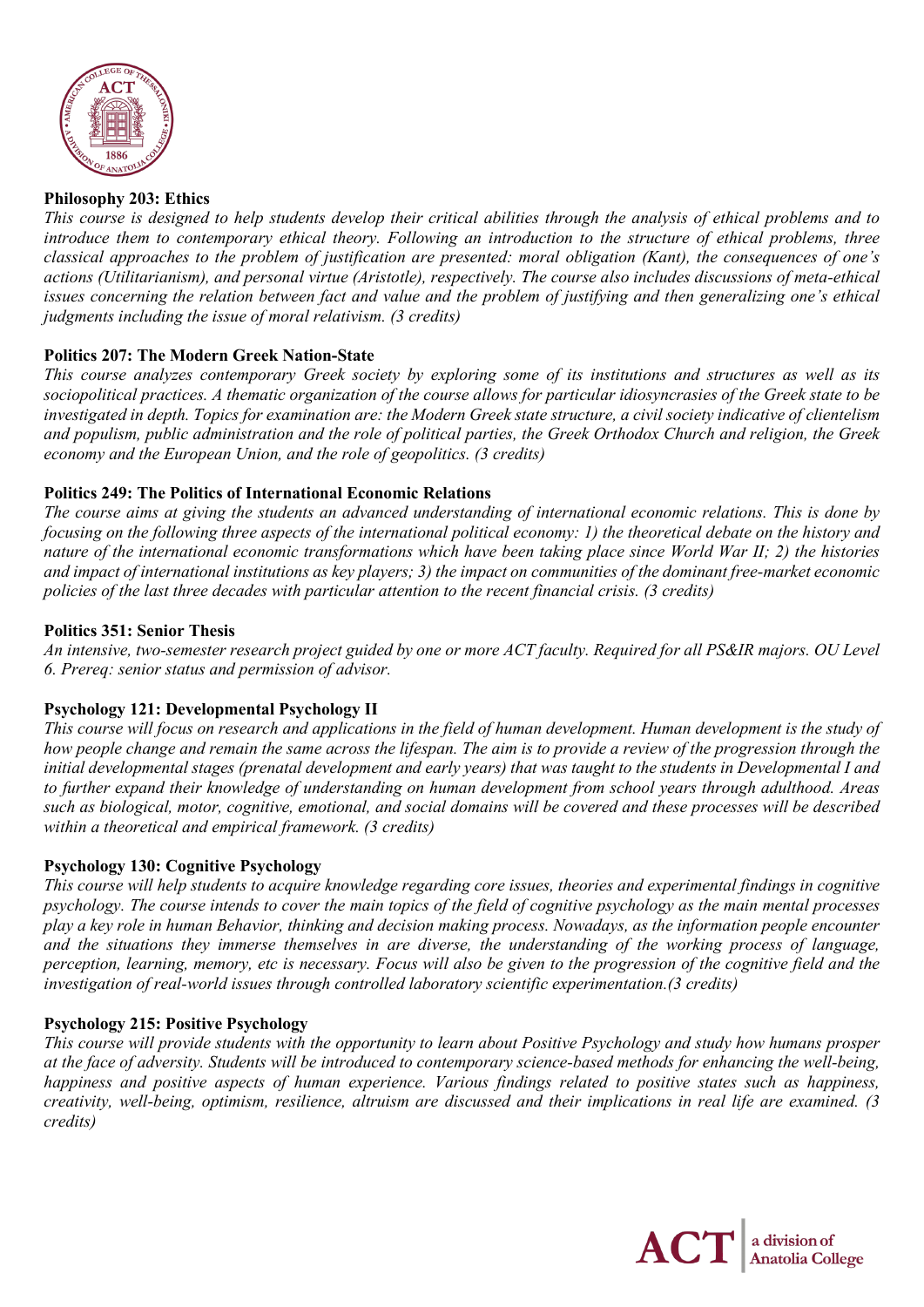**Philosophy 203: Ethics**

*This course is designed to help students develop their critical abilities through the analysis of ethical problems and to introduce them to contemporary ethical theory. Following an introduction to the structure of ethical problems, three classical approaches to the problem of justification are presented: moral obligation (Kant), the consequences of one's actions (Utilitarianism), and personal virtue (Aristotle), respectively. The course also includes discussions of meta-ethical issues concerning the relation between fact and value and the problem of justifying and then generalizing one's ethical judgments including the issue of moral relativism. (3 credits)*

**Politics 207: The Modern Greek Nation-State**

*This course analyzes contemporary Greek society by exploring some of its institutions and structures as well as its sociopolitical practices. A thematic organization of the course allows for particular idiosyncrasies of the Greek state to be investigated in depth. Topics for examination are: the Modern Greek state structure, a civil society indicative of clientelism and populism, public administration and the role of political parties, the Greek Orthodox Church and religion, the Greek economy and the European Union, and the role of geopolitics. (3 credits)*

**Politics 249: The Politics of International Economic Relations**

*The course aims at giving the students an advanced understanding of international economic relations. This is done by focusing on the following three aspects of the international political economy: 1) the theoretical debate on the history and nature of the international economic transformations which have been taking place since World War II; 2) the histories and impact of international institutions as key players; 3) the impact on communities of the dominant free-market economic policies of the last three decades with particular attention to the recent financial crisis. (3 credits)*

**Politics 351: Senior Thesis**

*An intensive, two-semester research project guided by one or more ACT faculty. Required for all PS&IR majors. OU Level 6. Prereq: senior status and permission of advisor.*

**Psychology 121: Developmental Psychology II**

*This course will focus on research and applications in the field of human development. Human development is the study of how people change and remain the same across the lifespan. The aim is to provide a review of the progression through the initial developmental stages (prenatal development and early years) that was taught to the students in Developmental I and to further expand their knowledge of understanding on human development from school years through adulthood. Areas such as biological, motor, cognitive, emotional, and social domains will be covered and these processes will be described within a theoretical and empirical framework. (3 credits)*

**Psychology 130: Cognitive Psychology**

*This course will help students to acquire knowledge regarding core issues, theories and experimental findings in cognitive psychology. The course intends to cover the main topics of the field of cognitive psychology as the main mental processes play a key role in human Behavior, thinking and decision making process. Nowadays, as the information people encounter and the situations they immerse themselves in are diverse, the understanding of the working process of language, perception, learning, memory, etc is necessary. Focus will also be given to the progression of the cognitive field and the investigation of real-world issues through controlled laboratory scientific experimentation.(3 credits)*

**Psychology 215: Positive Psychology**

*This course will provide students with the opportunity to learn about Positive Psychology and study how humans prosper at the face of adversity. Students will be introduced to contemporary science-based methods for enhancing the well-being, happiness and positive aspects of human experience. Various findings related to positive states such as happiness, creativity, well-being, optimism, resilience, altruism are discussed and their implications in real life are examined. (3 credits)*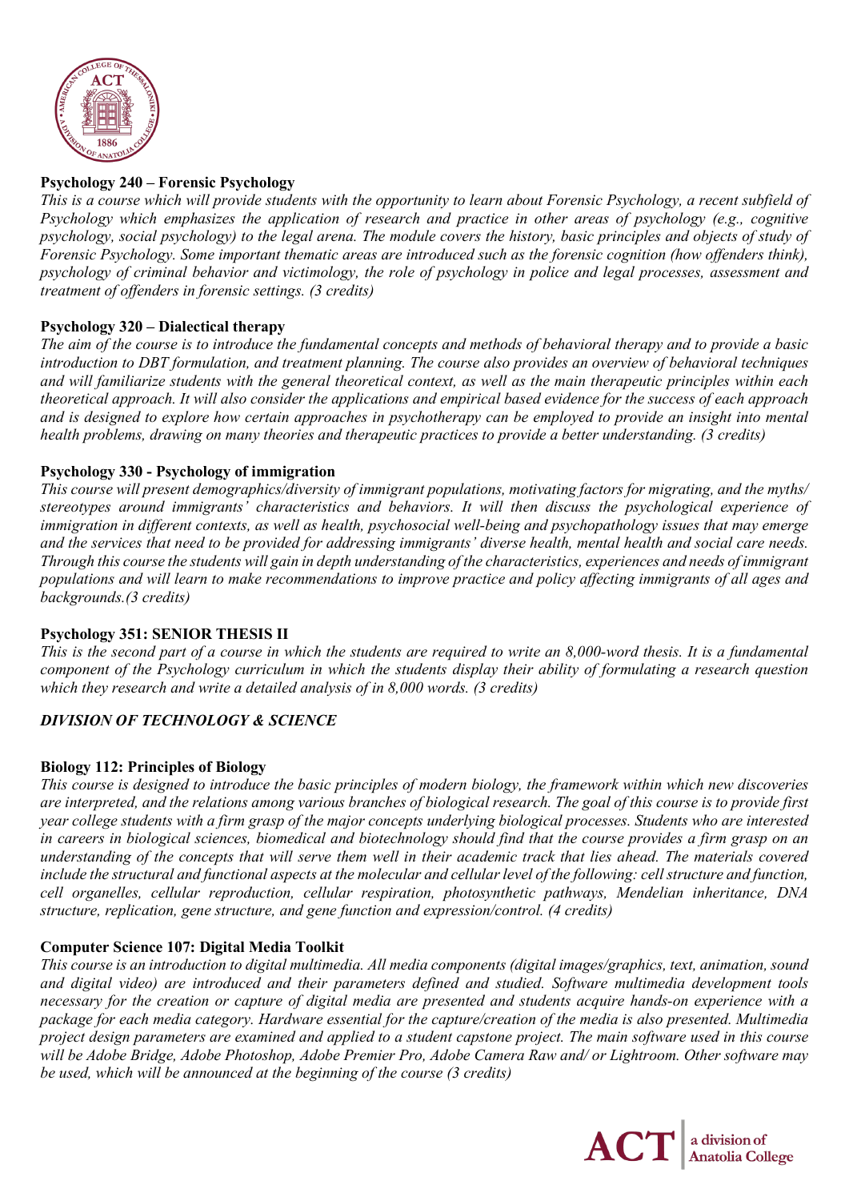**Psychology 240 – Forensic Psychology**

*This is a course which will provide students with the opportunity to learn about Forensic Psychology, a recent subfield of Psychology which emphasizes the application of research and practice in other areas of psychology (e.g., cognitive psychology, social psychology) to the legal arena. The module covers the history, basic principles and objects of study of Forensic Psychology. Some important thematic areas are introduced such as the forensic cognition (how offenders think), psychology of criminal behavior and victimology, the role of psychology in police and legal processes, assessment and treatment of offenders in forensic settings. (3 credits)*

**Psychology 320 – Dialectical therapy**

*The aim of the course is to introduce the fundamental concepts and methods of behavioral therapy and to provide a basic introduction to DBT formulation, and treatment planning. The course also provides an overview of behavioral techniques and will familiarize students with the general theoretical context, as well as the main therapeutic principles within each theoretical approach. It will also consider the applications and empirical based evidence for the success of each approach and is designed to explore how certain approaches in psychotherapy can be employed to provide an insight into mental health problems, drawing on many theories and therapeutic practices to provide a better understanding. (3 credits)*

**Psychology 330 - Psychology of immigration**

*This course will present demographics/diversity of immigrant populations, motivating factors for migrating, and the myths/ stereotypes around immigrants' characteristics and behaviors. It will then discuss the psychological experience of immigration in different contexts, as well as health, psychosocial well-being and psychopathology issues that may emerge and the services that need to be provided for addressing immigrants' diverse health, mental health and social care needs. Through this course the students will gain in depth understanding of the characteristics, experiences and needs of immigrant populations and will learn to make recommendations to improve practice and policy affecting immigrants of all ages and backgrounds.(3 credits)*

**Psychology 351: SENIOR THESIS II**

*This is the second part of a course in which the students are required to write an 8,000-word thesis. It is a fundamental component of the Psychology curriculum in which the students display their ability of formulating a research question which they research and write a detailed analysis of in 8,000 words. (3 credits)*

***DIVISION OF TECHNOLOGY & SCIENCE***

**Biology 112: Principles of Biology**

*This course is designed to introduce the basic principles of modern biology, the framework within which new discoveries are interpreted, and the relations among various branches of biological research. The goal of this course is to provide first year college students with a firm grasp of the major concepts underlying biological processes. Students who are interested in careers in biological sciences, biomedical and biotechnology should find that the course provides a firm grasp on an understanding of the concepts that will serve them well in their academic track that lies ahead. The materials covered include the structural and functional aspects at the molecular and cellular level of the following: cell structure and function, cell organelles, cellular reproduction, cellular respiration, photosynthetic pathways, Mendelian inheritance, DNA structure, replication, gene structure, and gene function and expression/control. (4 credits)*

**Computer Science 107: Digital Media Toolkit**

*This course is an introduction to digital multimedia. All media components (digital images/graphics, text, animation, sound and digital video) are introduced and their parameters defined and studied. Software multimedia development tools necessary for the creation or capture of digital media are presented and students acquire hands-on experience with a package for each media category. Hardware essential for the capture/creation of the media is also presented. Multimedia project design parameters are examined and applied to a student capstone project. The main software used in this course will be Adobe Bridge, Adobe Photoshop, Adobe Premier Pro, Adobe Camera Raw and/ or Lightroom. Other software may be used, which will be announced at the beginning of the course (3 credits)*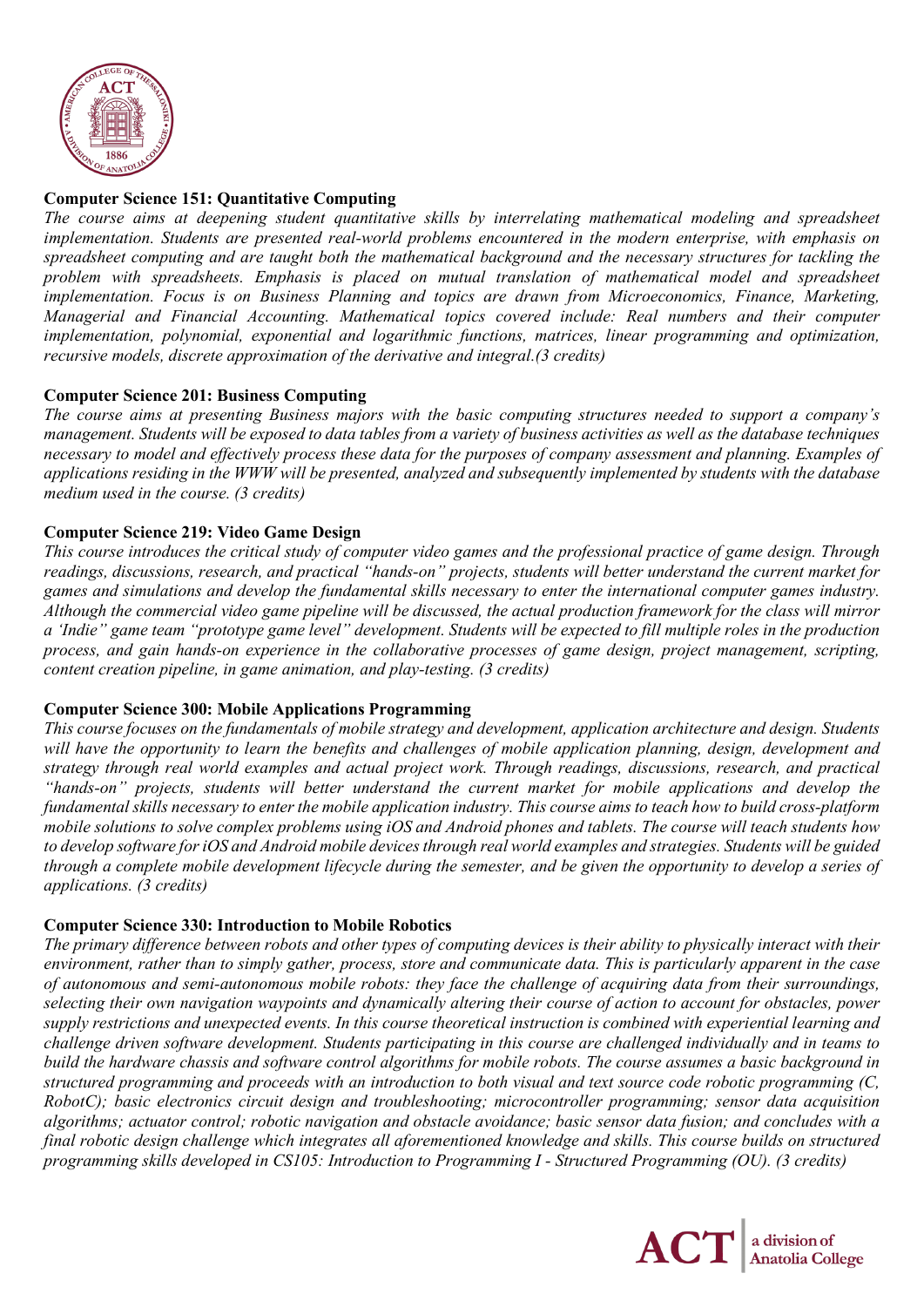**Computer Science 151: Quantitative Computing**

*The course aims at deepening student quantitative skills by interrelating mathematical modeling and spreadsheet implementation. Students are presented real-world problems encountered in the modern enterprise, with emphasis on spreadsheet computing and are taught both the mathematical background and the necessary structures for tackling the problem with spreadsheets. Emphasis is placed on mutual translation of mathematical model and spreadsheet implementation. Focus is on Business Planning and topics are drawn from Microeconomics, Finance, Marketing, Managerial and Financial Accounting. Mathematical topics covered include: Real numbers and their computer implementation, polynomial, exponential and logarithmic functions, matrices, linear programming and optimization, recursive models, discrete approximation of the derivative and integral.(3 credits)*

**Computer Science 201: Business Computing**

*The course aims at presenting Business majors with the basic computing structures needed to support a company's management. Students will be exposed to data tables from a variety of business activities as well as the database techniques necessary to model and effectively process these data for the purposes of company assessment and planning. Examples of applications residing in the WWW will be presented, analyzed and subsequently implemented by students with the database medium used in the course. (3 credits)*

**Computer Science 219: Video Game Design**

*This course introduces the critical study of computer video games and the professional practice of game design. Through readings, discussions, research, and practical "hands-on" projects, students will better understand the current market for games and simulations and develop the fundamental skills necessary to enter the international computer games industry. Although the commercial video game pipeline will be discussed, the actual production framework for the class will mirror a 'Indie" game team "prototype game level" development. Students will be expected to fill multiple roles in the production process, and gain hands-on experience in the collaborative processes of game design, project management, scripting, content creation pipeline, in game animation, and play-testing. (3 credits)*

**Computer Science 300: Mobile Applications Programming**

*This course focuses on the fundamentals of mobile strategy and development, application architecture and design. Students will have the opportunity to learn the benefits and challenges of mobile application planning, design, development and strategy through real world examples and actual project work. Through readings, discussions, research, and practical "hands-on" projects, students will better understand the current market for mobile applications and develop the fundamental skills necessary to enter the mobile application industry. This course aims to teach how to build cross-platform mobile solutions to solve complex problems using iOS and Android phones and tablets. The course will teach students how to develop software for iOS and Android mobile devices through real world examples and strategies. Students will be guided through a complete mobile development lifecycle during the semester, and be given the opportunity to develop a series of applications. (3 credits)*

**Computer Science 330: Introduction to Mobile Robotics**

*The primary difference between robots and other types of computing devices is their ability to physically interact with their environment, rather than to simply gather, process, store and communicate data. This is particularly apparent in the case of autonomous and semi-autonomous mobile robots: they face the challenge of acquiring data from their surroundings, selecting their own navigation waypoints and dynamically altering their course of action to account for obstacles, power supply restrictions and unexpected events. In this course theoretical instruction is combined with experiential learning and challenge driven software development. Students participating in this course are challenged individually and in teams to build the hardware chassis and software control algorithms for mobile robots. The course assumes a basic background in structured programming and proceeds with an introduction to both visual and text source code robotic programming (C, RobotC); basic electronics circuit design and troubleshooting; microcontroller programming; sensor data acquisition algorithms; actuator control; robotic navigation and obstacle avoidance; basic sensor data fusion; and concludes with a final robotic design challenge which integrates all aforementioned knowledge and skills. This course builds on structured programming skills developed in CS105: Introduction to Programming I - Structured Programming (OU). (3 credits)*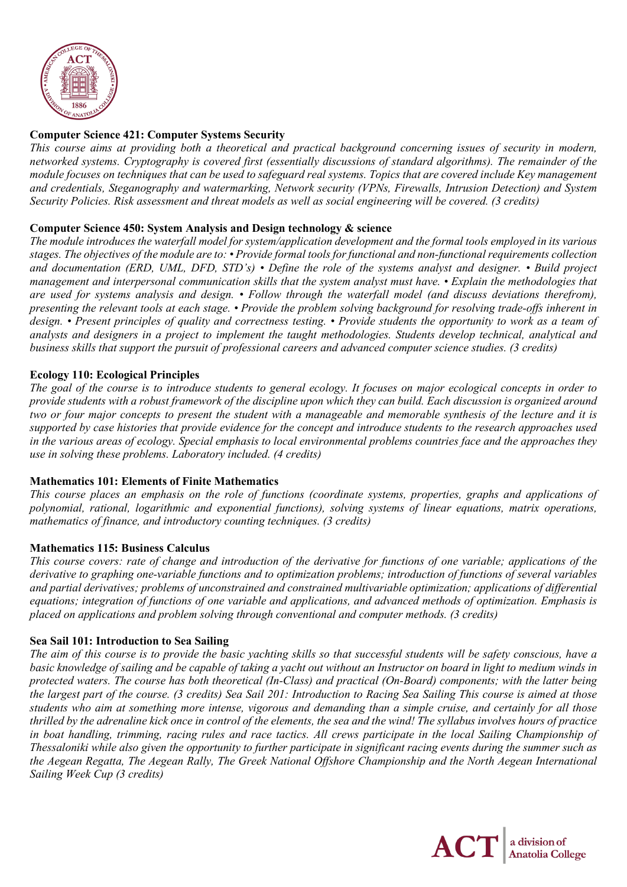**Computer Science 421: Computer Systems Security**

*This course aims at providing both a theoretical and practical background concerning issues of security in modern, networked systems. Cryptography is covered first (essentially discussions of standard algorithms). The remainder of the module focuses on techniques that can be used to safeguard real systems. Topics that are covered include Key management and credentials, Steganography and watermarking, Network security (VPNs, Firewalls, Intrusion Detection) and System Security Policies. Risk assessment and threat models as well as social engineering will be covered. (3 credits)*

**Computer Science 450: System Analysis and Design technology & science**

*The module introduces the waterfall model for system/application development and the formal tools employed in its various stages. The objectives of the module are to: • Provide formal tools for functional and non-functional requirements collection and documentation (ERD, UML, DFD, STD's) • Define the role of the systems analyst and designer. • Build project management and interpersonal communication skills that the system analyst must have. • Explain the methodologies that are used for systems analysis and design. • Follow through the waterfall model (and discuss deviations therefrom), presenting the relevant tools at each stage. • Provide the problem solving background for resolving trade-offs inherent in design. • Present principles of quality and correctness testing. • Provide students the opportunity to work as a team of analysts and designers in a project to implement the taught methodologies. Students develop technical, analytical and business skills that support the pursuit of professional careers and advanced computer science studies. (3 credits)*

**Ecology 110: Ecological Principles**

*The goal of the course is to introduce students to general ecology. It focuses on major ecological concepts in order to provide students with a robust framework of the discipline upon which they can build. Each discussion is organized around two or four major concepts to present the student with a manageable and memorable synthesis of the lecture and it is supported by case histories that provide evidence for the concept and introduce students to the research approaches used in the various areas of ecology. Special emphasis to local environmental problems countries face and the approaches they use in solving these problems. Laboratory included. (4 credits)*

**Mathematics 101: Elements of Finite Mathematics**

*This course places an emphasis on the role of functions (coordinate systems, properties, graphs and applications of polynomial, rational, logarithmic and exponential functions), solving systems of linear equations, matrix operations, mathematics of finance, and introductory counting techniques. (3 credits)*

**Mathematics 115: Business Calculus**

*This course covers: rate of change and introduction of the derivative for functions of one variable; applications of the derivative to graphing one-variable functions and to optimization problems; introduction of functions of several variables and partial derivatives; problems of unconstrained and constrained multivariable optimization; applications of differential equations; integration of functions of one variable and applications, and advanced methods of optimization. Emphasis is placed on applications and problem solving through conventional and computer methods. (3 credits)*

**Sea Sail 101: Introduction to Sea Sailing**

*The aim of this course is to provide the basic yachting skills so that successful students will be safety conscious, have a basic knowledge of sailing and be capable of taking a yacht out without an Instructor on board in light to medium winds in protected waters. The course has both theoretical (In-Class) and practical (On-Board) components; with the latter being the largest part of the course. (3 credits) Sea Sail 201: Introduction to Racing Sea Sailing This course is aimed at those students who aim at something more intense, vigorous and demanding than a simple cruise, and certainly for all those thrilled by the adrenaline kick once in control of the elements, the sea and the wind! The syllabus involves hours of practice in boat handling, trimming, racing rules and race tactics. All crews participate in the local Sailing Championship of Thessaloniki while also given the opportunity to further participate in significant racing events during the summer such as the Aegean Regatta, The Aegean Rally, The Greek National Offshore Championship and the North Aegean International Sailing Week Cup (3 credits)*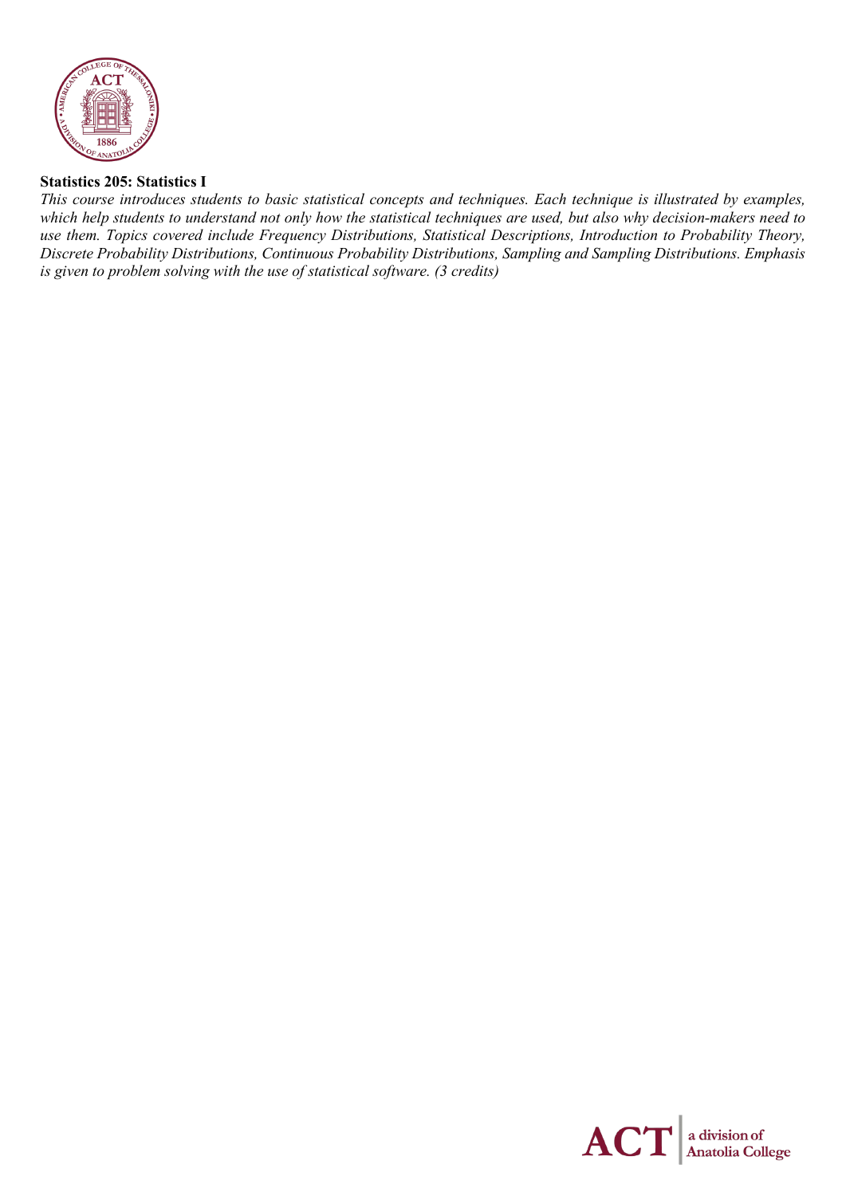**Statistics 205: Statistics I**

*This course introduces students to basic statistical concepts and techniques. Each technique is illustrated by examples, which help students to understand not only how the statistical techniques are used, but also why decision-makers need to use them. Topics covered include Frequency Distributions, Statistical Descriptions, Introduction to Probability Theory, Discrete Probability Distributions, Continuous Probability Distributions, Sampling and Sampling Distributions. Emphasis is given to problem solving with the use of statistical software. (3 credits)*